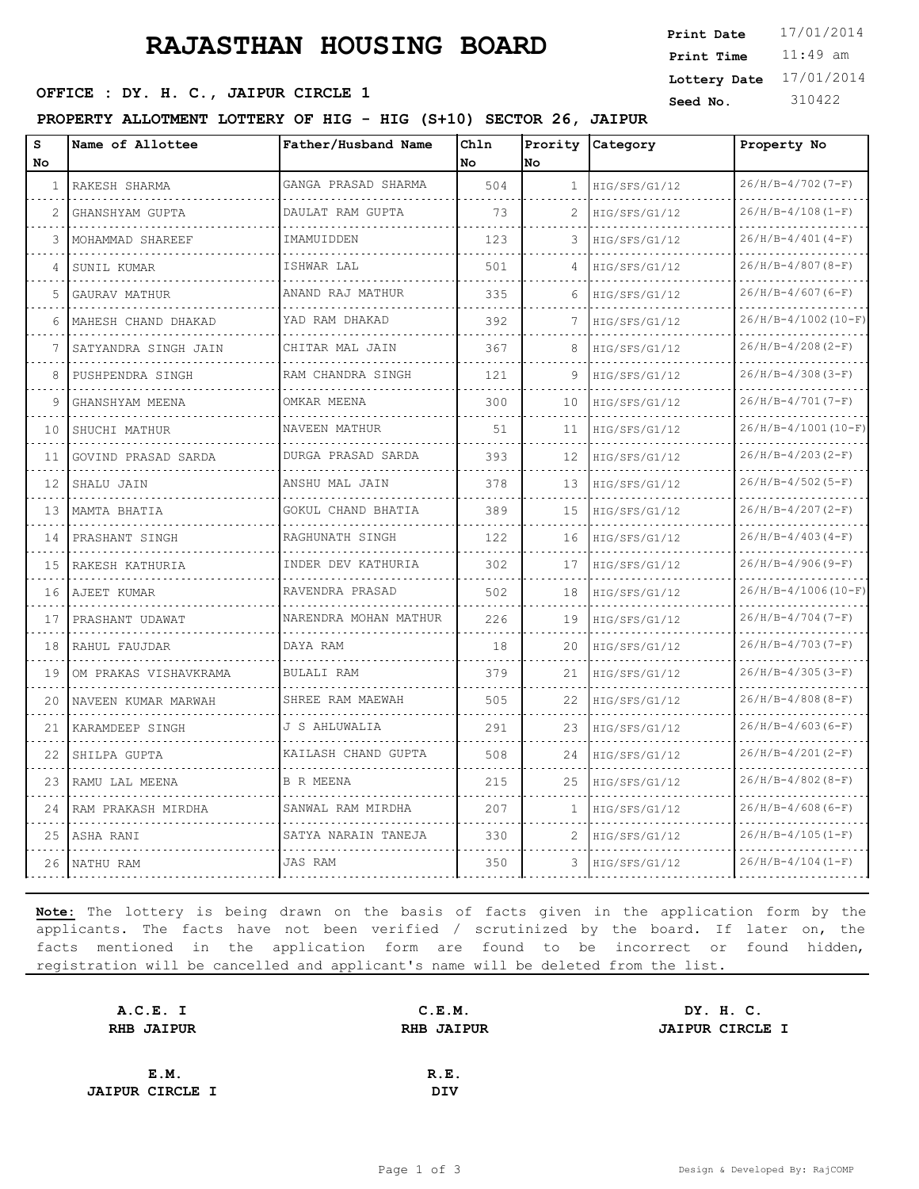# RAJASTHAN HOUSING BOARD

**Print Date** 17/01/2014
**Print Time** 11:49 am
**Lottery Date** 17/01/2014
**Seed No.** 310422

**OFFICE : DY. H. C., JAIPUR CIRCLE 1**

**PROPERTY ALLOTMENT LOTTERY OF HIG - HIG (S+10) SECTOR 26, JAIPUR**

| S No | Name of Allottee | Father/Husband Name | Chln No | Prority No | Category | Property No |
|---|---|---|---|---|---|---|
| 1 | RAKESH SHARMA | GANGA PRASAD SHARMA | 504 | 1 | HIG/SFS/G1/12 | 26/H/B-4/702(7-F) |
| 2 | GHANSHYAM GUPTA | DAULAT RAM GUPTA | 73 | 2 | HIG/SFS/G1/12 | 26/H/B-4/108(1-F) |
| 3 | MOHAMMAD SHAREEF | IMAMUIDDEN | 123 | 3 | HIG/SFS/G1/12 | 26/H/B-4/401(4-F) |
| 4 | SUNIL KUMAR | ISHWAR LAL | 501 | 4 | HIG/SFS/G1/12 | 26/H/B-4/807(8-F) |
| 5 | GAURAV MATHUR | ANAND RAJ MATHUR | 335 | 6 | HIG/SFS/G1/12 | 26/H/B-4/607(6-F) |
| 6 | MAHESH CHAND DHAKAD | YAD RAM DHAKAD | 392 | 7 | HIG/SFS/G1/12 | 26/H/B-4/1002(10-F) |
| 7 | SATYANDRA SINGH JAIN | CHITAR MAL JAIN | 367 | 8 | HIG/SFS/G1/12 | 26/H/B-4/208(2-F) |
| 8 | PUSHPENDRA SINGH | RAM CHANDRA SINGH | 121 | 9 | HIG/SFS/G1/12 | 26/H/B-4/308(3-F) |
| 9 | GHANSHYAM MEENA | OMKAR MEENA | 300 | 10 | HIG/SFS/G1/12 | 26/H/B-4/701(7-F) |
| 10 | SHUCHI MATHUR | NAVEEN MATHUR | 51 | 11 | HIG/SFS/G1/12 | 26/H/B-4/1001(10-F) |
| 11 | GOVIND PRASAD SARDA | DURGA PRASAD SARDA | 393 | 12 | HIG/SFS/G1/12 | 26/H/B-4/203(2-F) |
| 12 | SHALU JAIN | ANSHU MAL JAIN | 378 | 13 | HIG/SFS/G1/12 | 26/H/B-4/502(5-F) |
| 13 | MAMTA BHATIA | GOKUL CHAND BHATIA | 389 | 15 | HIG/SFS/G1/12 | 26/H/B-4/207(2-F) |
| 14 | PRASHANT SINGH | RAGHUNATH SINGH | 122 | 16 | HIG/SFS/G1/12 | 26/H/B-4/403(4-F) |
| 15 | RAKESH KATHURIA | INDER DEV KATHURIA | 302 | 17 | HIG/SFS/G1/12 | 26/H/B-4/906(9-F) |
| 16 | AJEET KUMAR | RAVENDRA PRASAD | 502 | 18 | HIG/SFS/G1/12 | 26/H/B-4/1006(10-F) |
| 17 | PRASHANT UDAWAT | NARENDRA MOHAN MATHUR | 226 | 19 | HIG/SFS/G1/12 | 26/H/B-4/704(7-F) |
| 18 | RAHUL FAUJDAR | DAYA RAM | 18 | 20 | HIG/SFS/G1/12 | 26/H/B-4/703(7-F) |
| 19 | OM PRAKAS VISHAVKRAMA | BULALI RAM | 379 | 21 | HIG/SFS/G1/12 | 26/H/B-4/305(3-F) |
| 20 | NAVEEN KUMAR MARWAH | SHREE RAM MAEWAH | 505 | 22 | HIG/SFS/G1/12 | 26/H/B-4/808(8-F) |
| 21 | KARAMDEEP SINGH | J S AHLUWALIA | 291 | 23 | HIG/SFS/G1/12 | 26/H/B-4/603(6-F) |
| 22 | SHILPA GUPTA | KAILASH CHAND GUPTA | 508 | 24 | HIG/SFS/G1/12 | 26/H/B-4/201(2-F) |
| 23 | RAMU LAL MEENA | B R MEENA | 215 | 25 | HIG/SFS/G1/12 | 26/H/B-4/802(8-F) |
| 24 | RAM PRAKASH MIRDHA | SANWAL RAM MIRDHA | 207 | 1 | HIG/SFS/G1/12 | 26/H/B-4/608(6-F) |
| 25 | ASHA RANI | SATYA NARAIN TANEJA | 330 | 2 | HIG/SFS/G1/12 | 26/H/B-4/105(1-F) |
| 26 | NATHU RAM | JAS RAM | 350 | 3 | HIG/SFS/G1/12 | 26/H/B-4/104(1-F) |

**Note:** The lottery is being drawn on the basis of facts given in the application form by the applicants. The facts have not been verified / scrutinized by the board. If later on, the facts mentioned in the application form are found to be incorrect or found hidden, registration will be cancelled and applicant's name will be deleted from the list.

**A.C.E. I**
**RHB JAIPUR**

**C.E.M.**
**RHB JAIPUR**

**DY. H. C.**
**JAIPUR CIRCLE I**

**E.M.**
**JAIPUR CIRCLE I**

**R.E.**
**DIV**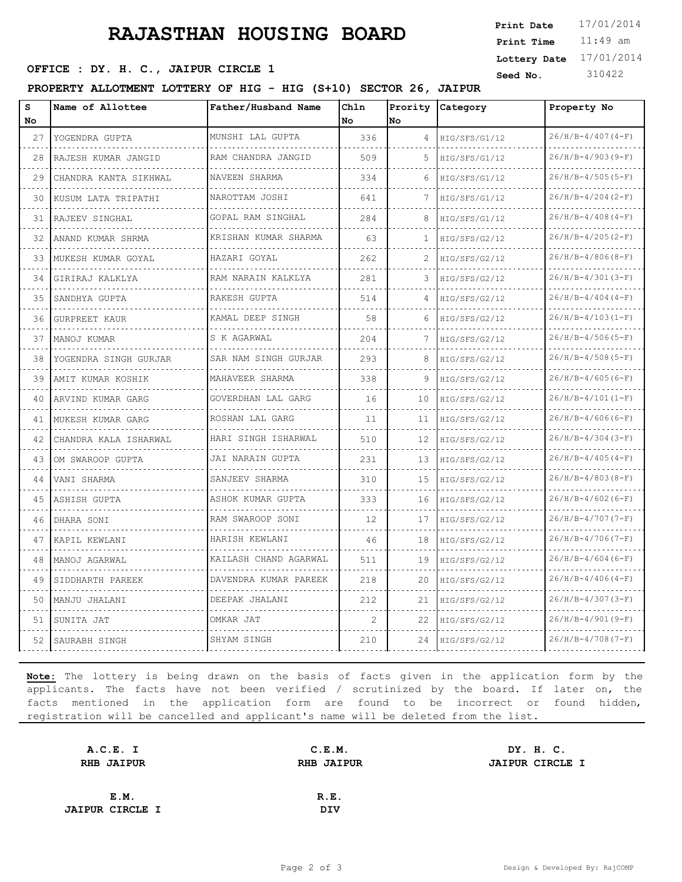# RAJASTHAN HOUSING BOARD

**Print Date** 17/01/2014
**Print Time** 11:49 am
**Lottery Date** 17/01/2014
**Seed No.** 310422

**OFFICE : DY. H. C., JAIPUR CIRCLE 1**

**PROPERTY ALLOTMENT LOTTERY OF HIG - HIG (S+10) SECTOR 26, JAIPUR**

| S No | Name of Allottee | Father/Husband Name | Chln No | Prority No | Category | Property No |
|---|---|---|---|---|---|---|
| 27 | YOGENDRA GUPTA | MUNSHI LAL GUPTA | 336 | 4 | HIG/SFS/G1/12 | 26/H/B-4/407(4-F) |
| 28 | RAJESH KUMAR JANGID | RAM CHANDRA JANGID | 509 | 5 | HIG/SFS/G1/12 | 26/H/B-4/903(9-F) |
| 29 | CHANDRA KANTA SIKHWAL | NAVEEN SHARMA | 334 | 6 | HIG/SFS/G1/12 | 26/H/B-4/505(5-F) |
| 30 | KUSUM LATA TRIPATHI | NAROTTAM JOSHI | 641 | 7 | HIG/SFS/G1/12 | 26/H/B-4/204(2-F) |
| 31 | RAJEEV SINGHAL | GOPAL RAM SINGHAL | 284 | 8 | HIG/SFS/G1/12 | 26/H/B-4/408(4-F) |
| 32 | ANAND KUMAR SHRMA | KRISHAN KUMAR SHARMA | 63 | 1 | HIG/SFS/G2/12 | 26/H/B-4/205(2-F) |
| 33 | MUKESH KUMAR GOYAL | HAZARI GOYAL | 262 | 2 | HIG/SFS/G2/12 | 26/H/B-4/806(8-F) |
| 34 | GIRIRAJ KALKLYA | RAM NARAIN KALKLYA | 281 | 3 | HIG/SFS/G2/12 | 26/H/B-4/301(3-F) |
| 35 | SANDHYA GUPTA | RAKESH GUPTA | 514 | 4 | HIG/SFS/G2/12 | 26/H/B-4/404(4-F) |
| 36 | GURPREET KAUR | KAMAL DEEP SINGH | 58 | 6 | HIG/SFS/G2/12 | 26/H/B-4/103(1-F) |
| 37 | MANOJ KUMAR | S K AGARWAL | 204 | 7 | HIG/SFS/G2/12 | 26/H/B-4/506(5-F) |
| 38 | YOGENDRA SINGH GURJAR | SAR NAM SINGH GURJAR | 293 | 8 | HIG/SFS/G2/12 | 26/H/B-4/508(5-F) |
| 39 | AMIT KUMAR KOSHIK | MAHAVEER SHARMA | 338 | 9 | HIG/SFS/G2/12 | 26/H/B-4/605(6-F) |
| 40 | ARVIND KUMAR GARG | GOVERDHAN LAL GARG | 16 | 10 | HIG/SFS/G2/12 | 26/H/B-4/101(1-F) |
| 41 | MUKESH KUMAR GARG | ROSHAN LAL GARG | 11 | 11 | HIG/SFS/G2/12 | 26/H/B-4/606(6-F) |
| 42 | CHANDRA KALA ISHARWAL | HARI SINGH ISHARWAL | 510 | 12 | HIG/SFS/G2/12 | 26/H/B-4/304(3-F) |
| 43 | OM SWAROOP GUPTA | JAI NARAIN GUPTA | 231 | 13 | HIG/SFS/G2/12 | 26/H/B-4/405(4-F) |
| 44 | VANI SHARMA | SANJEEV SHARMA | 310 | 15 | HIG/SFS/G2/12 | 26/H/B-4/803(8-F) |
| 45 | ASHISH GUPTA | ASHOK KUMAR GUPTA | 333 | 16 | HIG/SFS/G2/12 | 26/H/B-4/602(6-F) |
| 46 | DHARA SONI | RAM SWAROOP SONI | 12 | 17 | HIG/SFS/G2/12 | 26/H/B-4/707(7-F) |
| 47 | KAPIL KEWLANI | HARISH KEWLANI | 46 | 18 | HIG/SFS/G2/12 | 26/H/B-4/706(7-F) |
| 48 | MANOJ AGARWAL | KAILASH CHAND AGARWAL | 511 | 19 | HIG/SFS/G2/12 | 26/H/B-4/604(6-F) |
| 49 | SIDDHARTH PAREEK | DAVENDRA KUMAR PAREEK | 218 | 20 | HIG/SFS/G2/12 | 26/H/B-4/406(4-F) |
| 50 | MANJU JHALANI | DEEPAK JHALANI | 212 | 21 | HIG/SFS/G2/12 | 26/H/B-4/307(3-F) |
| 51 | SUNITA JAT | OMKAR JAT | 2 | 22 | HIG/SFS/G2/12 | 26/H/B-4/901(9-F) |
| 52 | SAURABH SINGH | SHYAM SINGH | 210 | 24 | HIG/SFS/G2/12 | 26/H/B-4/708(7-F) |

**Note:** The lottery is being drawn on the basis of facts given in the application form by the applicants. The facts have not been verified / scrutinized by the board. If later on, the facts mentioned in the application form are found to be incorrect or found hidden, registration will be cancelled and applicant's name will be deleted from the list.

**A.C.E. I**
**RHB JAIPUR**

**C.E.M.**
**RHB JAIPUR**

**DY. H. C.**
**JAIPUR CIRCLE I**

**E.M.**
**JAIPUR CIRCLE I**

**R.E.**
**DIV**

Design & Developed By: RajCOMP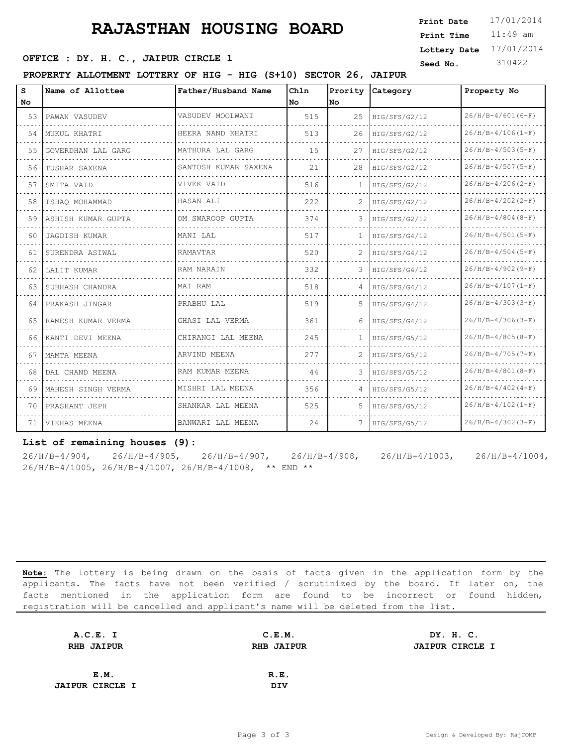# RAJASTHAN HOUSING BOARD

**Print Date** 17/01/2014
**Print Time** 11:49 am
**Lottery Date** 17/01/2014
**Seed No.** 310422

**OFFICE : DY. H. C., JAIPUR CIRCLE 1**

**PROPERTY ALLOTMENT LOTTERY OF HIG - HIG (S+10) SECTOR 26, JAIPUR**

| S No | Name of Allottee | Father/Husband Name | Chln No | Prority No | Category | Property No |
|---|---|---|---|---|---|---|
| 53 | PAWAN VASUDEV | VASUDEV MOOLWANI | 515 | 25 | HIG/SFS/G2/12 | 26/H/B-4/601(6-F) |
| 54 | MUKUL KHATRI | HEERA NAND KHATRI | 513 | 26 | HIG/SFS/G2/12 | 26/H/B-4/106(1-F) |
| 55 | GOVERDHAN LAL GARG | MATHURA LAL GARG | 15 | 27 | HIG/SFS/G2/12 | 26/H/B-4/503(5-F) |
| 56 | TUSHAR SAXENA | SANTOSH KUMAR SAXENA | 21 | 28 | HIG/SFS/G2/12 | 26/H/B-4/507(5-F) |
| 57 | SMITA VAID | VIVEK VAID | 516 | 1 | HIG/SFS/G2/12 | 26/H/B-4/206(2-F) |
| 58 | ISHAQ MOHAMMAD | HASAN ALI | 222 | 2 | HIG/SFS/G2/12 | 26/H/B-4/202(2-F) |
| 59 | ASHISH KUMAR GUPTA | OM SWAROOP GUPTA | 374 | 3 | HIG/SFS/G2/12 | 26/H/B-4/804(8-F) |
| 60 | JAGDISH KUMAR | MANI LAL | 517 | 1 | HIG/SFS/G4/12 | 26/H/B-4/501(5-F) |
| 61 | SURENDRA ASIWAL | RAMAVTAR | 520 | 2 | HIG/SFS/G4/12 | 26/H/B-4/504(5-F) |
| 62 | LALIT KUMAR | RAM NARAIN | 332 | 3 | HIG/SFS/G4/12 | 26/H/B-4/902(9-F) |
| 63 | SUBHASH CHANDRA | MAI RAM | 518 | 4 | HIG/SFS/G4/12 | 26/H/B-4/107(1-F) |
| 64 | PRAKASH JINGAR | PRABHU LAL | 519 | 5 | HIG/SFS/G4/12 | 26/H/B-4/303(3-F) |
| 65 | RAMESH KUMAR VERMA | GHASI LAL VERMA | 361 | 6 | HIG/SFS/G4/12 | 26/H/B-4/306(3-F) |
| 66 | KANTI DEVI MEENA | CHIRANGI LAL MEENA | 245 | 1 | HIG/SFS/G5/12 | 26/H/B-4/805(8-F) |
| 67 | MAMTA MEENA | ARVIND MEENA | 277 | 2 | HIG/SFS/G5/12 | 26/H/B-4/705(7-F) |
| 68 | DAL CHAND MEENA | RAM KUMAR MEENA | 44 | 3 | HIG/SFS/G5/12 | 26/H/B-4/801(8-F) |
| 69 | MAHESH SINGH VERMA | MISHRI LAL MEENA | 356 | 4 | HIG/SFS/G5/12 | 26/H/B-4/402(4-F) |
| 70 | PRASHANT JEPH | SHANKAR LAL MEENA | 525 | 5 | HIG/SFS/G5/12 | 26/H/B-4/102(1-F) |
| 71 | VIKHAS MEENA | BANWARI LAL MEENA | 24 | 7 | HIG/SFS/G5/12 | 26/H/B-4/302(3-F) |

**List of remaining houses (9):**

26/H/B-4/904, 26/H/B-4/905, 26/H/B-4/907, 26/H/B-4/908, 26/H/B-4/1003, 26/H/B-4/1004, 26/H/B-4/1005, 26/H/B-4/1007, 26/H/B-4/1008, ** END **

**Note:** The lottery is being drawn on the basis of facts given in the application form by the applicants. The facts have not been verified / scrutinized by the board. If later on, the facts mentioned in the application form are found to be incorrect or found hidden, registration will be cancelled and applicant's name will be deleted from the list.

**A.C.E. I**
**RHB JAIPUR**

**C.E.M.**
**RHB JAIPUR**

**DY. H. C.**
**JAIPUR CIRCLE I**

**E.M.**
**JAIPUR CIRCLE I**

**R.E.**
**DIV**

Design & Developed By: RajCOMP